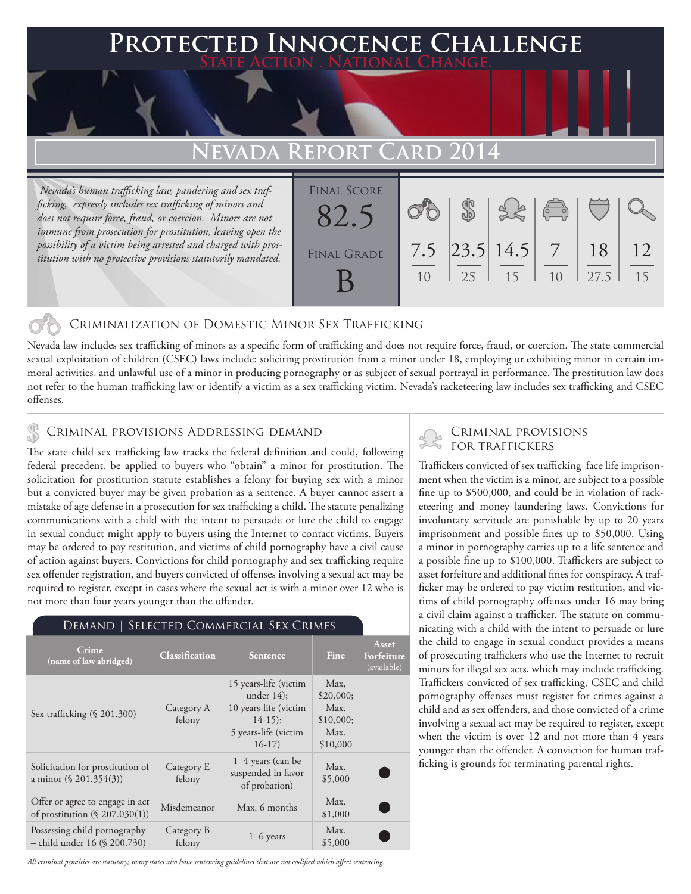# Protected Innocence Challenge

**State Action . National Change.**

## Nevada Report Card 2014

*Nevada's human trafficking law, pandering and sex trafficking, expressly includes sex trafficking of minors and does not require force, fraud, or coercion. Minors are not immune from prosecution for prostitution, leaving open the possibility of a victim being arrested and charged with prostitution with no protective provisions statutorily mandated.*

| Final Score | Final Grade |
|---|---|
| 82.5 | B |

| Criminalization of Domestic Minor Sex Trafficking | Criminal Provisions Addressing Demand | Criminal Provisions for Traffickers | Criminal Provisions for Facilitators | Protective Provisions for the Child Victims | Criminal Justice Tools for Investigation and Prosecution |
|---|---|---|---|---|---|
| 7.5/10 | 23.5/25 | 14.5/15 | 7/10 | 18/27.5 | 12/15 |

## Criminalization of Domestic Minor Sex Trafficking

Nevada law includes sex trafficking of minors as a specific form of trafficking and does not require force, fraud, or coercion. The state commercial sexual exploitation of children (CSEC) laws include: soliciting prostitution from a minor under 18, employing or exhibiting minor in certain immoral activities, and unlawful use of a minor in producing pornography or as subject of sexual portrayal in performance. The prostitution law does not refer to the human trafficking law or identify a victim as a sex trafficking victim. Nevada's racketeering law includes sex trafficking and CSEC offenses.

## Criminal provisions Addressing demand

The state child sex trafficking law tracks the federal definition and could, following federal precedent, be applied to buyers who "obtain" a minor for prostitution. The solicitation for prostitution statute establishes a felony for buying sex with a minor but a convicted buyer may be given probation as a sentence. A buyer cannot assert a mistake of age defense in a prosecution for sex trafficking a child. The statute penalizing communications with a child with the intent to persuade or lure the child to engage in sexual conduct might apply to buyers using the Internet to contact victims. Buyers may be ordered to pay restitution, and victims of child pornography have a civil cause of action against buyers. Convictions for child pornography and sex trafficking require sex offender registration, and buyers convicted of offenses involving a sexual act may be required to register, except in cases where the sexual act is with a minor over 12 who is not more than four years younger than the offender.

### Demand | Selected Commercial Sex Crimes

| Crime (name of law abridged) | Classification | Sentence | Fine | Asset Forfeiture (available) |
|---|---|---|---|---|
| Sex trafficking (§ 201.300) | Category A felony | 15 years-life (victim under 14); 10 years-life (victim 14-15); 5 years-life (victim 16-17) | Max. $20,000; Max. $10,000; Max. $10,000 | |
| Solicitation for prostitution of a minor (§ 201.354(3)) | Category E felony | 1–4 years (can be suspended in favor of probation) | Max. $5,000 | ● |
| Offer or agree to engage in act of prostitution (§ 207.030(1)) | Misdemeanor | Max. 6 months | Max. $1,000 | ● |
| Possessing child pornography – child under 16 (§ 200.730) | Category B felony | 1–6 years | Max. $5,000 | ● |

*All criminal penalties are statutory; many states also have sentencing guidelines that are not codified which affect sentencing.*

## Criminal provisions for traffickers

Traffickers convicted of sex trafficking face life imprisonment when the victim is a minor, are subject to a possible fine up to $500,000, and could be in violation of racketeering and money laundering laws. Convictions for involuntary servitude are punishable by up to 20 years imprisonment and possible fines up to $50,000. Using a minor in pornography carries up to a life sentence and a possible fine up to $100,000. Traffickers are subject to asset forfeiture and additional fines for conspiracy. A trafficker may be ordered to pay victim restitution, and victims of child pornography offenses under 16 may bring a civil claim against a trafficker. The statute on communicating with a child with the intent to persuade or lure the child to engage in sexual conduct provides a means of prosecuting traffickers who use the Internet to recruit minors for illegal sex acts, which may include trafficking. Traffickers convicted of sex trafficking, CSEC and child pornography offenses must register for crimes against a child and as sex offenders, and those convicted of a crime involving a sexual act may be required to register, except when the victim is over 12 and not more than 4 years younger than the offender. A conviction for human trafficking is grounds for terminating parental rights.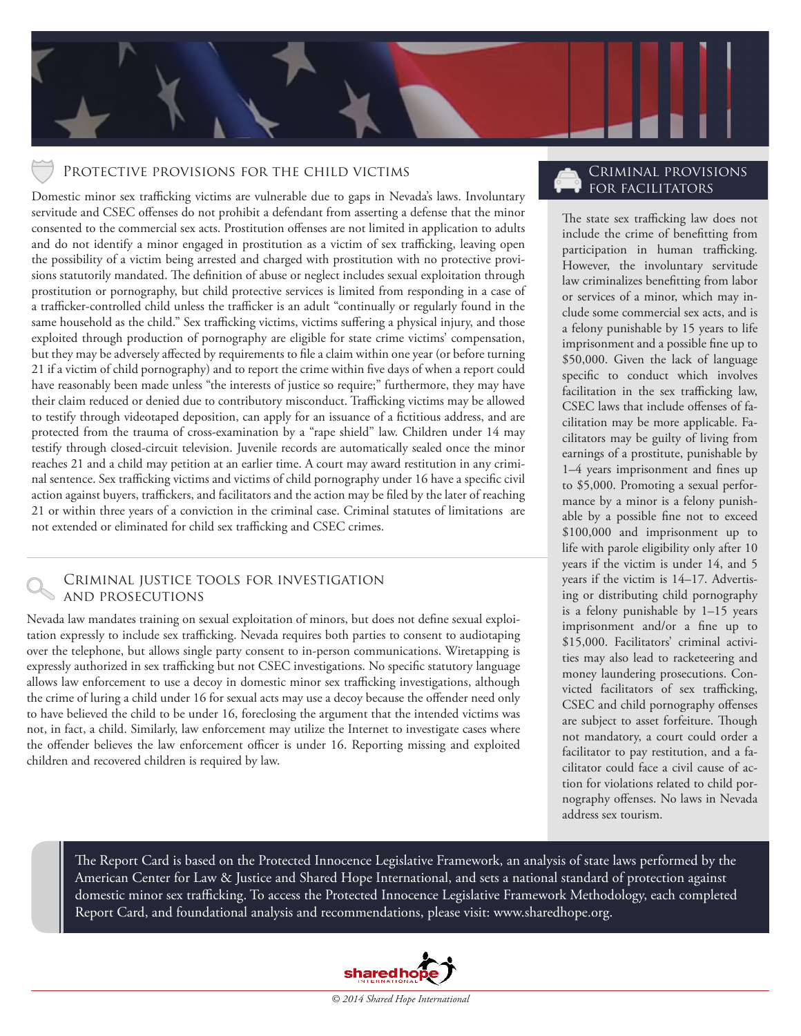## Protective provisions for the child victims

Domestic minor sex trafficking victims are vulnerable due to gaps in Nevada's laws. Involuntary servitude and CSEC offenses do not prohibit a defendant from asserting a defense that the minor consented to the commercial sex acts. Prostitution offenses are not limited in application to adults and do not identify a minor engaged in prostitution as a victim of sex trafficking, leaving open the possibility of a victim being arrested and charged with prostitution with no protective provisions statutorily mandated. The definition of abuse or neglect includes sexual exploitation through prostitution or pornography, but child protective services is limited from responding in a case of a trafficker-controlled child unless the trafficker is an adult "continually or regularly found in the same household as the child." Sex trafficking victims, victims suffering a physical injury, and those exploited through production of pornography are eligible for state crime victims' compensation, but they may be adversely affected by requirements to file a claim within one year (or before turning 21 if a victim of child pornography) and to report the crime within five days of when a report could have reasonably been made unless "the interests of justice so require;" furthermore, they may have their claim reduced or denied due to contributory misconduct. Trafficking victims may be allowed to testify through videotaped deposition, can apply for an issuance of a fictitious address, and are protected from the trauma of cross-examination by a "rape shield" law. Children under 14 may testify through closed-circuit television. Juvenile records are automatically sealed once the minor reaches 21 and a child may petition at an earlier time. A court may award restitution in any criminal sentence. Sex trafficking victims and victims of child pornography under 16 have a specific civil action against buyers, traffickers, and facilitators and the action may be filed by the later of reaching 21 or within three years of a conviction in the criminal case. Criminal statutes of limitations are not extended or eliminated for child sex trafficking and CSEC crimes.

## Criminal justice tools for investigation and prosecutions

Nevada law mandates training on sexual exploitation of minors, but does not define sexual exploitation expressly to include sex trafficking. Nevada requires both parties to consent to audiotaping over the telephone, but allows single party consent to in-person communications. Wiretapping is expressly authorized in sex trafficking but not CSEC investigations. No specific statutory language allows law enforcement to use a decoy in domestic minor sex trafficking investigations, although the crime of luring a child under 16 for sexual acts may use a decoy because the offender need only to have believed the child to be under 16, foreclosing the argument that the intended victims was not, in fact, a child. Similarly, law enforcement may utilize the Internet to investigate cases where the offender believes the law enforcement officer is under 16. Reporting missing and exploited children and recovered children is required by law.

## Criminal provisions for facilitators

The state sex trafficking law does not include the crime of benefitting from participation in human trafficking. However, the involuntary servitude law criminalizes benefitting from labor or services of a minor, which may include some commercial sex acts, and is a felony punishable by 15 years to life imprisonment and a possible fine up to $50,000. Given the lack of language specific to conduct which involves facilitation in the sex trafficking law, CSEC laws that include offenses of facilitation may be more applicable. Facilitators may be guilty of living from earnings of a prostitute, punishable by 1–4 years imprisonment and fines up to $5,000. Promoting a sexual performance by a minor is a felony punishable by a possible fine not to exceed $100,000 and imprisonment up to life with parole eligibility only after 10 years if the victim is under 14, and 5 years if the victim is 14–17. Advertising or distributing child pornography is a felony punishable by 1–15 years imprisonment and/or a fine up to $15,000. Facilitators' criminal activities may also lead to racketeering and money laundering prosecutions. Convicted facilitators of sex trafficking, CSEC and child pornography offenses are subject to asset forfeiture. Though not mandatory, a court could order a facilitator to pay restitution, and a facilitator could face a civil cause of action for violations related to child pornography offenses. No laws in Nevada address sex tourism.

The Report Card is based on the Protected Innocence Legislative Framework, an analysis of state laws performed by the American Center for Law & Justice and Shared Hope International, and sets a national standard of protection against domestic minor sex trafficking. To access the Protected Innocence Legislative Framework Methodology, each completed Report Card, and foundational analysis and recommendations, please visit: www.sharedhope.org.

shared hope INTERNATIONAL

*© 2014 Shared Hope International*